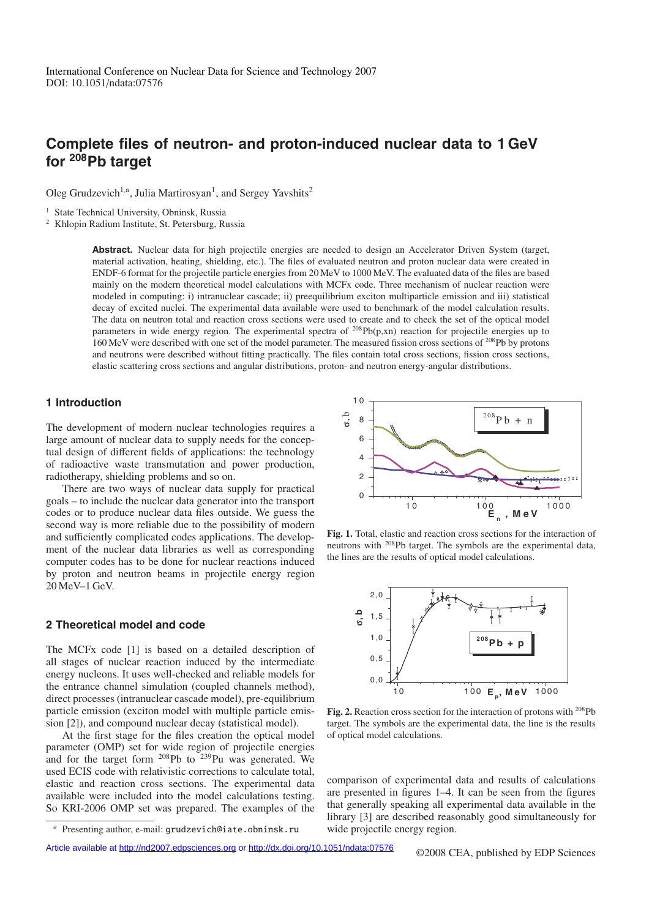# Complete files of neutron- and proton-induced nuclear data to 1 GeV for $^{208}$Pb target

Oleg Grudzevich[1,a], Julia Martirosyan[1], and Sergey Yavshits[2]

[1] State Technical University, Obninsk, Russia

[2] Khlopin Radium Institute, St. Petersburg, Russia

**Abstract.** Nuclear data for high projectile energies are needed to design an Accelerator Driven System (target, material activation, heating, shielding, etc.). The files of evaluated neutron and proton nuclear data were created in ENDF-6 format for the projectile particle energies from 20 MeV to 1000 MeV. The evaluated data of the files are based mainly on the modern theoretical model calculations with MCFx code. Three mechanism of nuclear reaction were modeled in computing: i) intranuclear cascade; ii) preequilibrium exciton multiparticle emission and iii) statistical decay of excited nuclei. The experimental data available were used to benchmark of the model calculation results. The data on neutron total and reaction cross sections were used to create and to check the set of the optical model parameters in wide energy region. The experimental spectra of $^{208}$Pb(p,xn) reaction for projectile energies up to 160 MeV were described with one set of the model parameter. The measured fission cross sections of $^{208}$Pb by protons and neutrons were described without fitting practically. The files contain total cross sections, fission cross sections, elastic scattering cross sections and angular distributions, proton- and neutron energy-angular distributions.

## 1 Introduction

The development of modern nuclear technologies requires a large amount of nuclear data to supply needs for the conceptual design of different fields of applications: the technology of radioactive waste transmutation and power production, radiotherapy, shielding problems and so on.

There are two ways of nuclear data supply for practical goals – to include the nuclear data generator into the transport codes or to produce nuclear data files outside. We guess the second way is more reliable due to the possibility of modern and sufficiently complicated codes applications. The development of the nuclear data libraries as well as corresponding computer codes has to be done for nuclear reactions induced by proton and neutron beams in projectile energy region 20 MeV–1 GeV.

## 2 Theoretical model and code

The MCFx code [1] is based on a detailed description of all stages of nuclear reaction induced by the intermediate energy nucleons. It uses well-checked and reliable models for the entrance channel simulation (coupled channels method), direct processes (intranuclear cascade model), pre-equilibrium particle emission (exciton model with multiple particle emission [2]), and compound nuclear decay (statistical model).

At the first stage for the files creation the optical model parameter (OMP) set for wide region of projectile energies and for the target form $^{208}$Pb to $^{239}$Pu was generated. We used ECIS code with relativistic corrections to calculate total, elastic and reaction cross sections. The experimental data available were included into the model calculations testing. So KRI-2006 OMP set was prepared. The examples of the comparison of experimental data and results of calculations are presented in figures 1–4. It can be seen from the figures that generally speaking all experimental data available in the library [3] are described reasonably good simultaneously for wide projectile energy region.

**Fig. 1.** Total, elastic and reaction cross sections for the interaction of neutrons with $^{208}$Pb target. The symbols are the experimental data, the lines are the results of optical model calculations.

**Fig. 2.** Reaction cross section for the interaction of protons with $^{208}$Pb target. The symbols are the experimental data, the line is the results of optical model calculations.

[a] Presenting author, e-mail: grudzevich@iate.obninsk.ru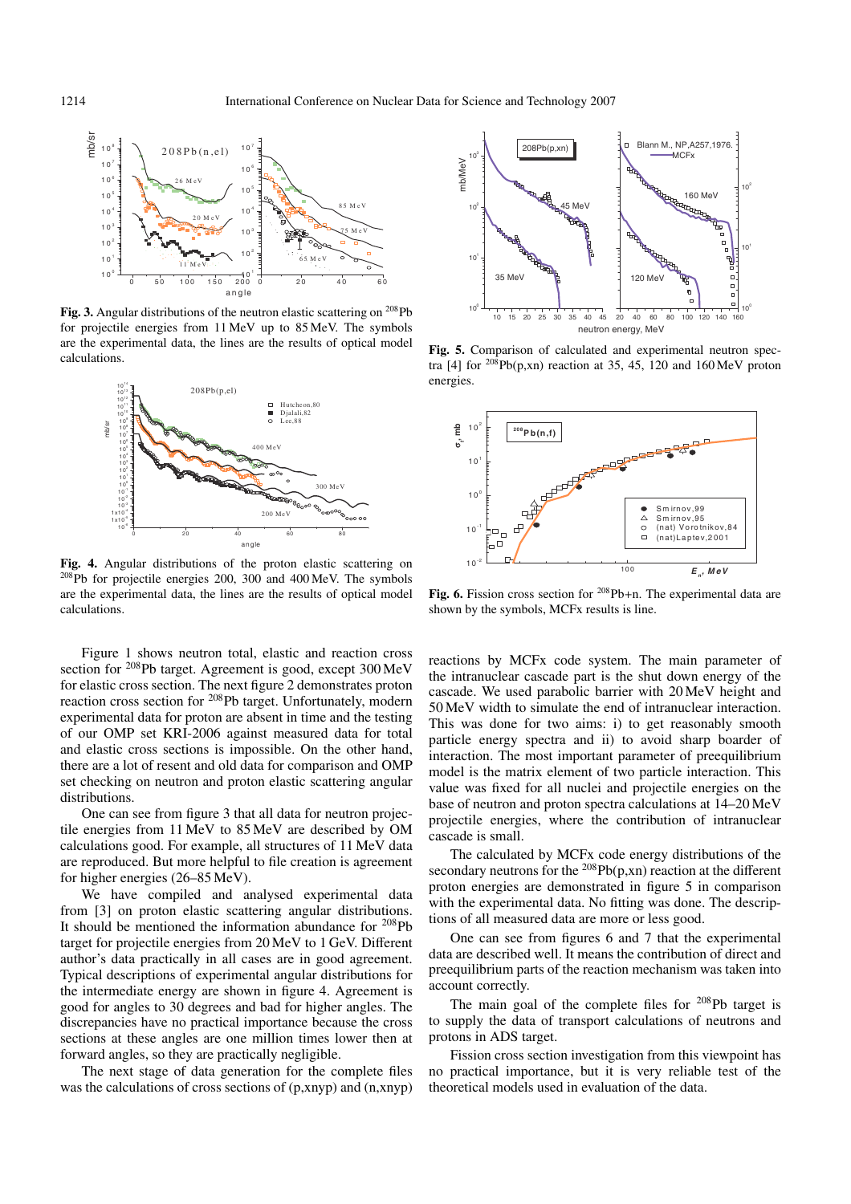**Fig. 3.** Angular distributions of the neutron elastic scattering on $^{208}$Pb for projectile energies from 11 MeV up to 85 MeV. The symbols are the experimental data, the lines are the results of optical model calculations.

**Fig. 4.** Angular distributions of the proton elastic scattering on $^{208}$Pb for projectile energies 200, 300 and 400 MeV. The symbols are the experimental data, the lines are the results of optical model calculations.

**Fig. 5.** Comparison of calculated and experimental neutron spectra [4] for $^{208}$Pb(p,xn) reaction at 35, 45, 120 and 160 MeV proton energies.

**Fig. 6.** Fission cross section for $^{208}$Pb+n. The experimental data are shown by the symbols, MCFx results is line.

Figure 1 shows neutron total, elastic and reaction cross section for $^{208}$Pb target. Agreement is good, except 300 MeV for elastic cross section. The next figure 2 demonstrates proton reaction cross section for $^{208}$Pb target. Unfortunately, modern experimental data for proton are absent in time and the testing of our OMP set KRI-2006 against measured data for total and elastic cross sections is impossible. On the other hand, there are a lot of resent and old data for comparison and OMP set checking on neutron and proton elastic scattering angular distributions.

One can see from figure 3 that all data for neutron projectile energies from 11 MeV to 85 MeV are described by OM calculations good. For example, all structures of 11 MeV data are reproduced. But more helpful to file creation is agreement for higher energies (26–85 MeV).

We have compiled and analysed experimental data from [3] on proton elastic scattering angular distributions. It should be mentioned the information abundance for $^{208}$Pb target for projectile energies from 20 MeV to 1 GeV. Different author's data practically in all cases are in good agreement. Typical descriptions of experimental angular distributions for the intermediate energy are shown in figure 4. Agreement is good for angles to 30 degrees and bad for higher angles. The discrepancies have no practical importance because the cross sections at these angles are one million times lower then at forward angles, so they are practically negligible.

The next stage of data generation for the complete files was the calculations of cross sections of (p,xnyp) and (n,xnyp) reactions by MCFx code system. The main parameter of the intranuclear cascade part is the shut down energy of the cascade. We used parabolic barrier with 20 MeV height and 50 MeV width to simulate the end of intranuclear interaction. This was done for two aims: i) to get reasonably smooth particle energy spectra and ii) to avoid sharp boarder of interaction. The most important parameter of preequilibrium model is the matrix element of two particle interaction. This value was fixed for all nuclei and projectile energies on the base of neutron and proton spectra calculations at 14–20 MeV projectile energies, where the contribution of intranuclear cascade is small.

The calculated by MCFx code energy distributions of the secondary neutrons for the $^{208}$Pb(p,xn) reaction at the different proton energies are demonstrated in figure 5 in comparison with the experimental data. No fitting was done. The descriptions of all measured data are more or less good.

One can see from figures 6 and 7 that the experimental data are described well. It means the contribution of direct and preequilibrium parts of the reaction mechanism was taken into account correctly.

The main goal of the complete files for $^{208}$Pb target is to supply the data of transport calculations of neutrons and protons in ADS target.

Fission cross section investigation from this viewpoint has no practical importance, but it is very reliable test of the theoretical models used in evaluation of the data.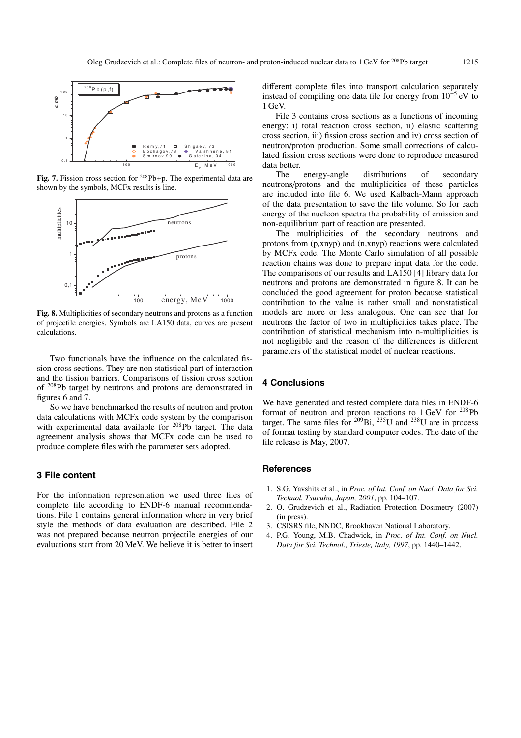$^{208}$Pb (p,f)

σ, mb

100

10

1

0,1

100

1000

E$_p$, MeV

Remy,71 Shigaev,73 Bochagov,78 Vaishnene,81 Smirnov,99 Gatcnina,04

**Fig. 7.** Fission cross section for $^{208}$Pb+p. The experimental data are shown by the symbols, MCFx results is line.

multiplicities

10

1

0,1

neutrons

protons

100

energy, MeV

1000

**Fig. 8.** Multiplicities of secondary neutrons and protons as a function of projectile energies. Symbols are LA150 data, curves are present calculations.

Two functionals have the influence on the calculated fission cross sections. They are non statistical part of interaction and the fission barriers. Comparisons of fission cross section of $^{208}$Pb target by neutrons and protons are demonstrated in figures 6 and 7.

So we have benchmarked the results of neutron and proton data calculations with MCFx code system by the comparison with experimental data available for $^{208}$Pb target. The data agreement analysis shows that MCFx code can be used to produce complete files with the parameter sets adopted.

## 3 File content

For the information representation we used three files of complete file according to ENDF-6 manual recommendations. File 1 contains general information where in very brief style the methods of data evaluation are described. File 2 was not prepared because neutron projectile energies of our evaluations start from 20 MeV. We believe it is better to insert different complete files into transport calculation separately instead of compiling one data file for energy from $10^{-5}$ eV to 1 GeV.

File 3 contains cross sections as a functions of incoming energy: i) total reaction cross section, ii) elastic scattering cross section, iii) fission cross section and iv) cross section of neutron/proton production. Some small corrections of calculated fission cross sections were done to reproduce measured data better.

The energy-angle distributions of secondary neutrons/protons and the multiplicities of these particles are included into file 6. We used Kalbach-Mann approach of the data presentation to save the file volume. So for each energy of the nucleon spectra the probability of emission and non-equilibrium part of reaction are presented.

The multiplicities of the secondary neutrons and protons from (p,xnyp) and (n,xnyp) reactions were calculated by MCFx code. The Monte Carlo simulation of all possible reaction chains was done to prepare input data for the code. The comparisons of our results and LA150 [4] library data for neutrons and protons are demonstrated in figure 8. It can be concluded the good agreement for proton because statistical contribution to the value is rather small and nonstatistical models are more or less analogous. One can see that for neutrons the factor of two in multiplicities takes place. The contribution of statistical mechanism into n-multiplicities is not negligible and the reason of the differences is different parameters of the statistical model of nuclear reactions.

## 4 Conclusions

We have generated and tested complete data files in ENDF-6 format of neutron and proton reactions to 1 GeV for $^{208}$Pb target. The same files for $^{209}$Bi, $^{235}$U and $^{238}$U are in process of format testing by standard computer codes. The date of the file release is May, 2007.

## References

1. S.G. Yavshits et al., in *Proc. of Int. Conf. on Nucl. Data for Sci. Technol. Tsucuba, Japan, 2001*, pp. 104–107.
2. O. Grudzevich et al., Radiation Protection Dosimetry (2007) (in press).
3. CSISRS file, NNDC, Brookhaven National Laboratory.
4. P.G. Young, M.B. Chadwick, in *Proc. of Int. Conf. on Nucl. Data for Sci. Technol., Trieste, Italy, 1997*, pp. 1440–1442.